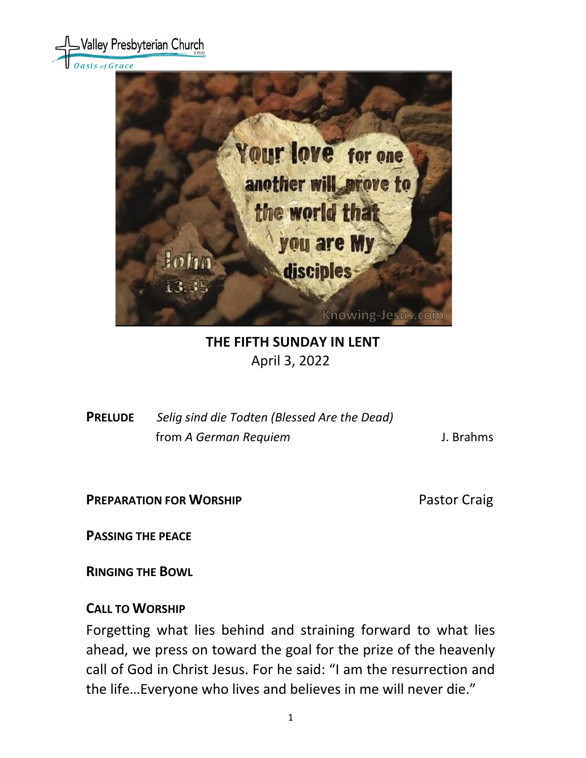Valley Presbyterian Church (USA)
*Oasis of Grace*

Your love for one another will prove to the world that you are My disciples
John 13:35

## THE FIFTH SUNDAY IN LENT

April 3, 2022

**PRELUDE** *Selig sind die Todten (Blessed Are the Dead)* from *A German Requiem* — J. Brahms

**PREPARATION FOR WORSHIP** — Pastor Craig

**PASSING THE PEACE**

**RINGING THE BOWL**

**CALL TO WORSHIP**

Forgetting what lies behind and straining forward to what lies ahead, we press on toward the goal for the prize of the heavenly call of God in Christ Jesus. For he said: "I am the resurrection and the life…Everyone who lives and believes in me will never die."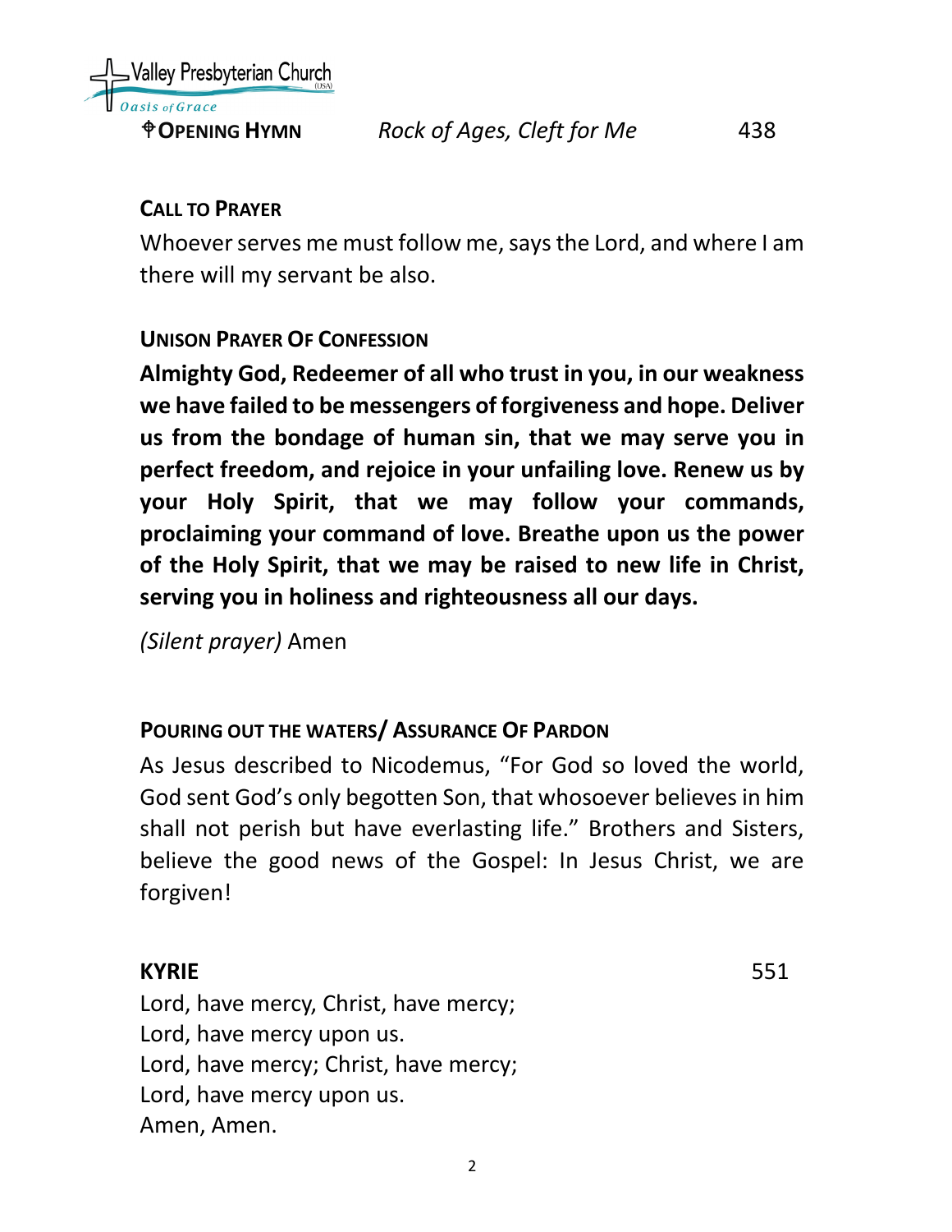**✟OPENING HYMN** *Rock of Ages, Cleft for Me* 438

**CALL TO PRAYER**

Whoever serves me must follow me, says the Lord, and where I am there will my servant be also.

**UNISON PRAYER OF CONFESSION**

**Almighty God, Redeemer of all who trust in you, in our weakness we have failed to be messengers of forgiveness and hope. Deliver us from the bondage of human sin, that we may serve you in perfect freedom, and rejoice in your unfailing love. Renew us by your Holy Spirit, that we may follow your commands, proclaiming your command of love. Breathe upon us the power of the Holy Spirit, that we may be raised to new life in Christ, serving you in holiness and righteousness all our days.**

*(Silent prayer)* Amen

**POURING OUT THE WATERS/ ASSURANCE OF PARDON**

As Jesus described to Nicodemus, "For God so loved the world, God sent God's only begotten Son, that whosoever believes in him shall not perish but have everlasting life." Brothers and Sisters, believe the good news of the Gospel: In Jesus Christ, we are forgiven!

**KYRIE** 551

Lord, have mercy, Christ, have mercy;
Lord, have mercy upon us.
Lord, have mercy; Christ, have mercy;
Lord, have mercy upon us.
Amen, Amen.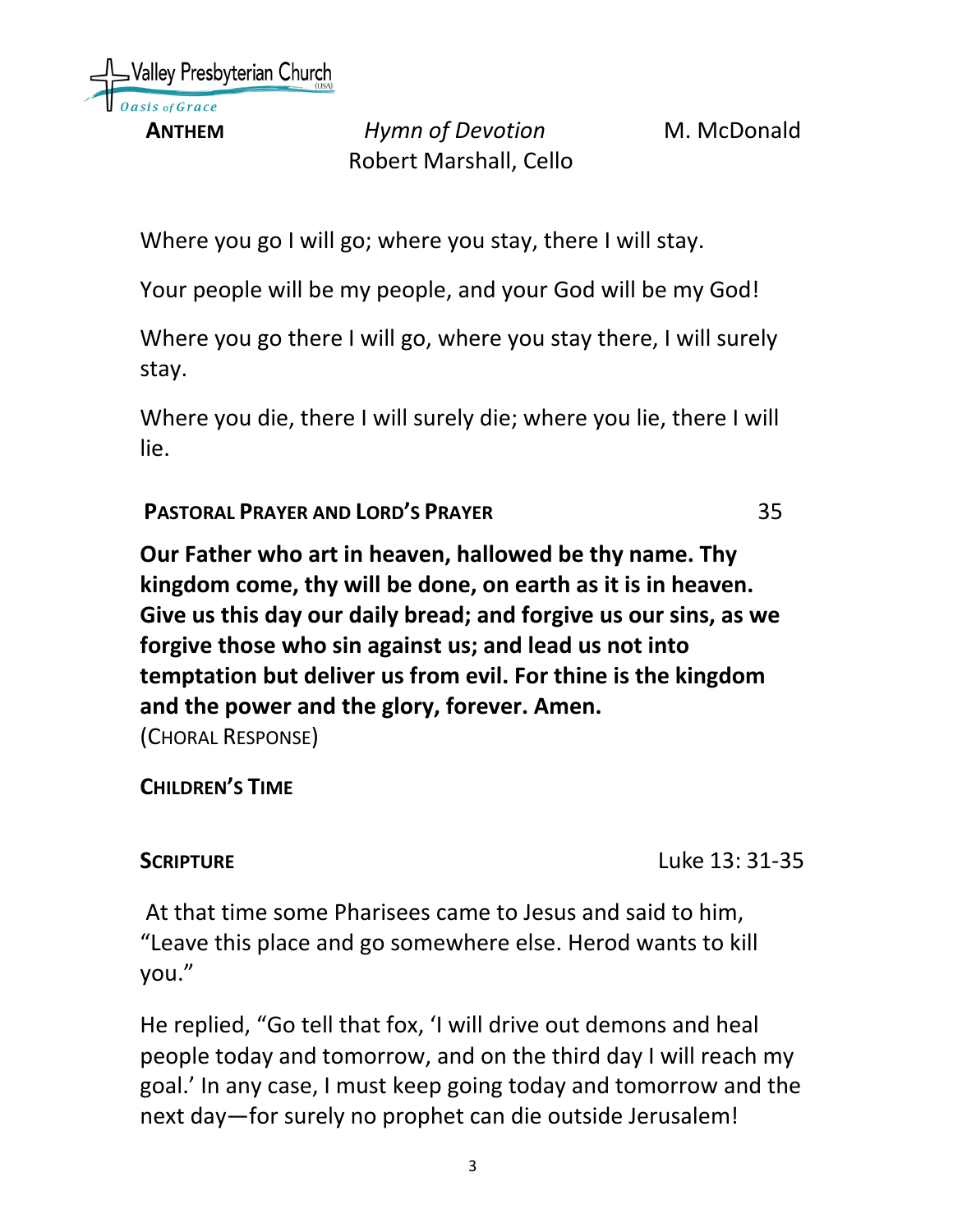**ANTHEM** *Hymn of Devotion* M. McDonald

Robert Marshall, Cello

Where you go I will go; where you stay, there I will stay.

Your people will be my people, and your God will be my God!

Where you go there I will go, where you stay there, I will surely stay.

Where you die, there I will surely die; where you lie, there I will lie.

**PASTORAL PRAYER AND LORD'S PRAYER** 35

**Our Father who art in heaven, hallowed be thy name. Thy kingdom come, thy will be done, on earth as it is in heaven. Give us this day our daily bread; and forgive us our sins, as we forgive those who sin against us; and lead us not into temptation but deliver us from evil. For thine is the kingdom and the power and the glory, forever. Amen.**

(CHORAL RESPONSE)

**CHILDREN'S TIME**

**SCRIPTURE** Luke 13: 31-35

At that time some Pharisees came to Jesus and said to him, "Leave this place and go somewhere else. Herod wants to kill you."

He replied, "Go tell that fox, 'I will drive out demons and heal people today and tomorrow, and on the third day I will reach my goal.' In any case, I must keep going today and tomorrow and the next day—for surely no prophet can die outside Jerusalem!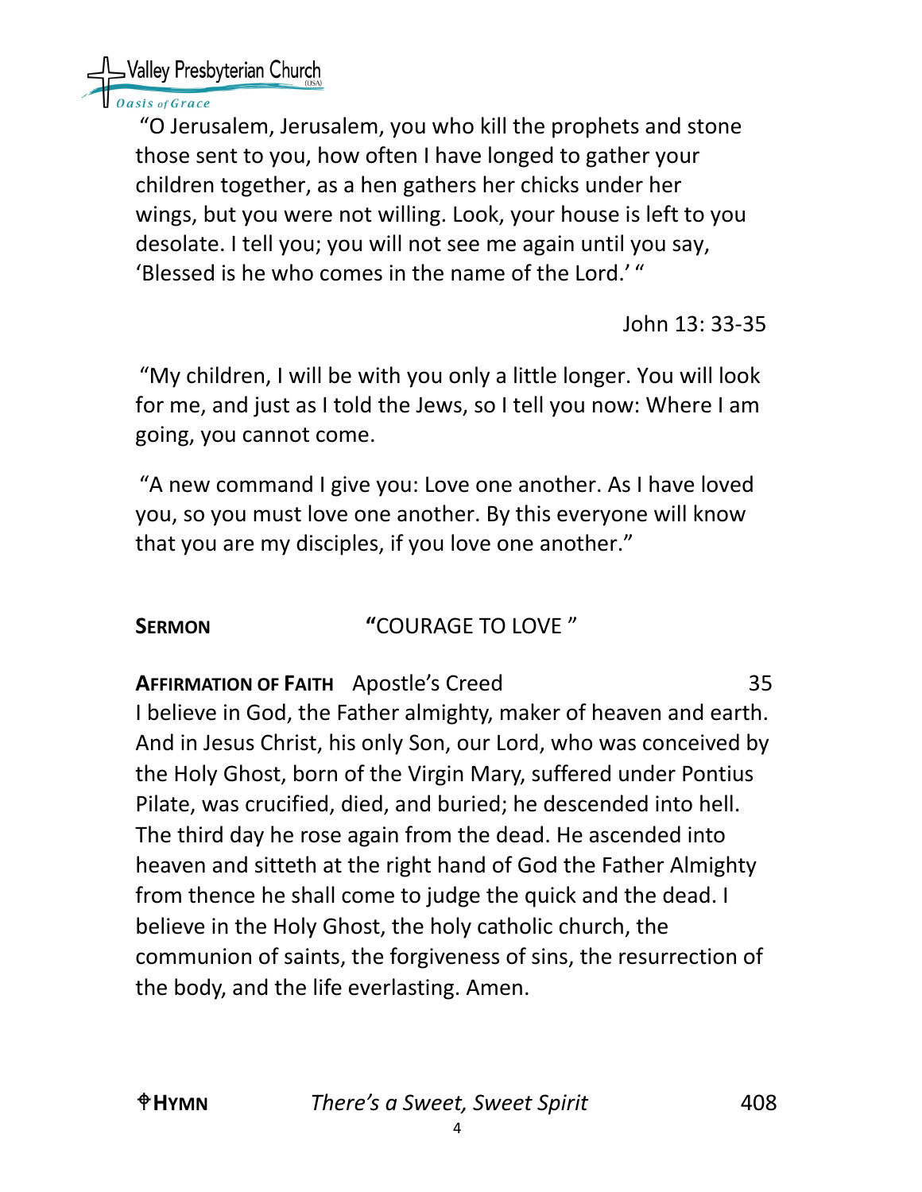“O Jerusalem, Jerusalem, you who kill the prophets and stone those sent to you, how often I have longed to gather your children together, as a hen gathers her chicks under her wings, but you were not willing. Look, your house is left to you desolate. I tell you; you will not see me again until you say, ‘Blessed is he who comes in the name of the Lord.’ “

John 13: 33-35

“My children, I will be with you only a little longer. You will look for me, and just as I told the Jews, so I tell you now: Where I am going, you cannot come.

“A new command I give you: Love one another. As I have loved you, so you must love one another. By this everyone will know that you are my disciples, if you love one another.”

**SERMON** “COURAGE TO LOVE ”

**AFFIRMATION OF FAITH** Apostle’s Creed 35

I believe in God, the Father almighty, maker of heaven and earth. And in Jesus Christ, his only Son, our Lord, who was conceived by the Holy Ghost, born of the Virgin Mary, suffered under Pontius Pilate, was crucified, died, and buried; he descended into hell. The third day he rose again from the dead. He ascended into heaven and sitteth at the right hand of God the Father Almighty from thence he shall come to judge the quick and the dead. I believe in the Holy Ghost, the holy catholic church, the communion of saints, the forgiveness of sins, the resurrection of the body, and the life everlasting. Amen.

✟**HYMN** *There’s a Sweet, Sweet Spirit* 408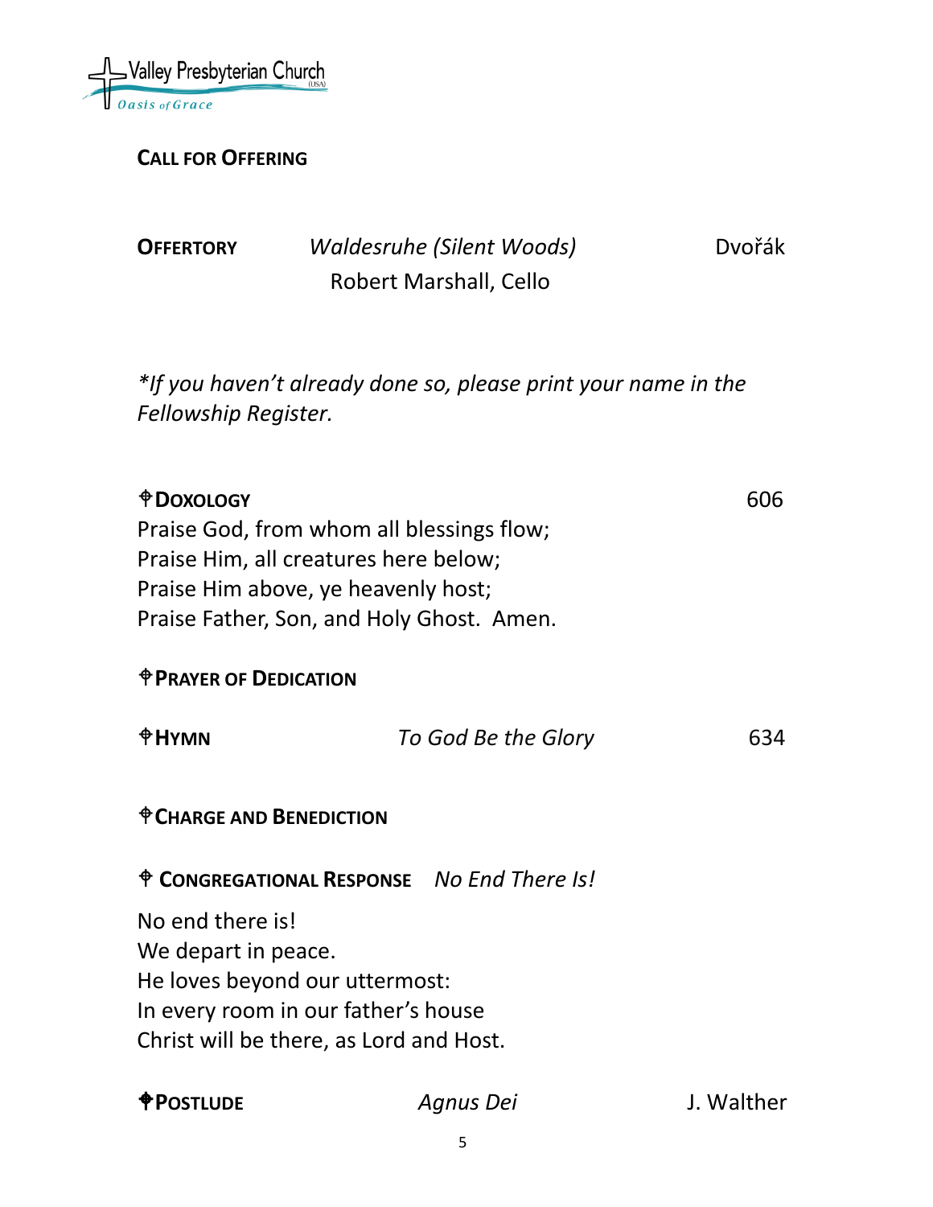**CALL FOR OFFERING**

**OFFERTORY** *Waldesruhe (Silent Woods)* Dvořák
Robert Marshall, Cello

*\*If you haven't already done so, please print your name in the Fellowship Register.*

**✟DOXOLOGY** 606

Praise God, from whom all blessings flow;
Praise Him, all creatures here below;
Praise Him above, ye heavenly host;
Praise Father, Son, and Holy Ghost. Amen.

**✟PRAYER OF DEDICATION**

**✟HYMN** *To God Be the Glory* 634

**✟CHARGE AND BENEDICTION**

**✟ CONGREGATIONAL RESPONSE** *No End There Is!*

No end there is!
We depart in peace.
He loves beyond our uttermost:
In every room in our father's house
Christ will be there, as Lord and Host.

**✟POSTLUDE** *Agnus Dei* J. Walther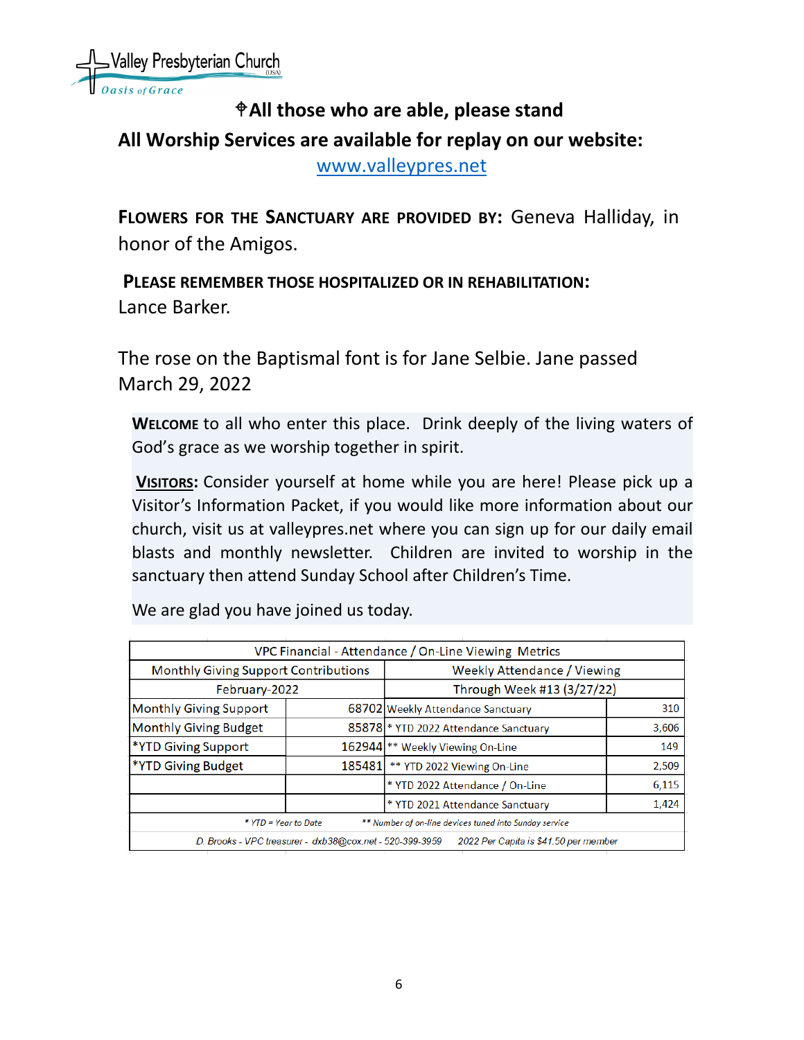Valley Presbyterian Church (USA)
*Oasis of Grace*

**✝All those who are able, please stand**

**All Worship Services are available for replay on our website:**
[www.valleypres.net](http://www.valleypres.net)

**FLOWERS FOR THE SANCTUARY ARE PROVIDED BY:** Geneva Halliday, in honor of the Amigos.

**PLEASE REMEMBER THOSE HOSPITALIZED OR IN REHABILITATION:**
Lance Barker.

The rose on the Baptismal font is for Jane Selbie. Jane passed March 29, 2022

**WELCOME** to all who enter this place. Drink deeply of the living waters of God's grace as we worship together in spirit.

**VISITORS:** Consider yourself at home while you are here! Please pick up a Visitor's Information Packet, if you would like more information about our church, visit us at valleypres.net where you can sign up for our daily email blasts and monthly newsletter. Children are invited to worship in the sanctuary then attend Sunday School after Children's Time.

We are glad you have joined us today.

| VPC Financial - Attendance / On-Line Viewing Metrics | | | |
|---|---|---|---|
| Monthly Giving Support Contributions | | Weekly Attendance / Viewing | |
| February-2022 | | Through Week #13 (3/27/22) | |
| Monthly Giving Support | 68702 | Weekly Attendance Sanctuary | 310 |
| Monthly Giving Budget | 85878 | * YTD 2022 Attendance Sanctuary | 3,606 |
| *YTD Giving Support | 162944 | ** Weekly Viewing On-Line | 149 |
| *YTD Giving Budget | 185481 | ** YTD 2022 Viewing On-Line | 2,509 |
| | | * YTD 2022 Attendance / On-Line | 6,115 |
| | | * YTD 2021 Attendance Sanctuary | 1,424 |
| * YTD = Year to Date | | ** Number of on-line devices tuned into Sunday service | |
| D. Brooks - VPC treasurer - dxb38@cox.net - 520-399-3959 | | 2022 Per Capita is $41.50 per member | |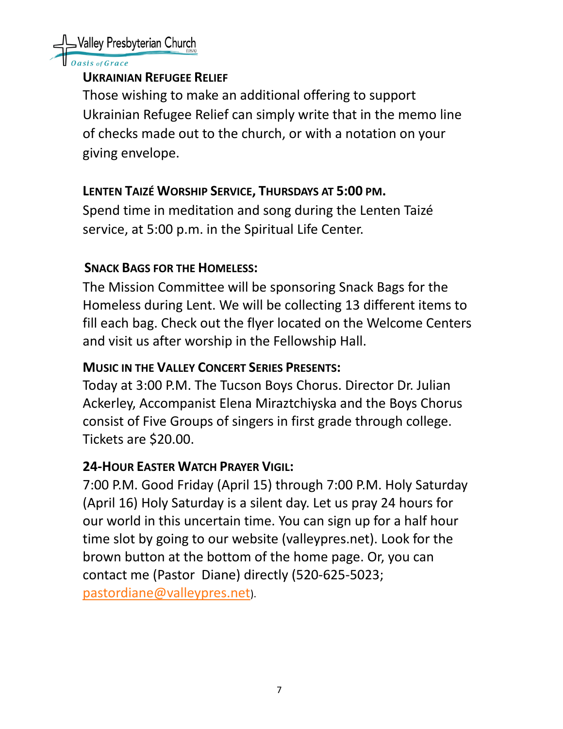## Ukrainian Refugee Relief

Those wishing to make an additional offering to support Ukrainian Refugee Relief can simply write that in the memo line of checks made out to the church, or with a notation on your giving envelope.

## Lenten Taizé Worship Service, Thursdays at 5:00 pm.

Spend time in meditation and song during the Lenten Taizé service, at 5:00 p.m. in the Spiritual Life Center.

## Snack Bags for the Homeless:

The Mission Committee will be sponsoring Snack Bags for the Homeless during Lent. We will be collecting 13 different items to fill each bag. Check out the flyer located on the Welcome Centers and visit us after worship in the Fellowship Hall.

## Music in the Valley Concert Series Presents:

Today at 3:00 P.M. The Tucson Boys Chorus. Director Dr. Julian Ackerley, Accompanist Elena Miraztchiyska and the Boys Chorus consist of Five Groups of singers in first grade through college. Tickets are $20.00.

## 24-Hour Easter Watch Prayer Vigil:

7:00 P.M. Good Friday (April 15) through 7:00 P.M. Holy Saturday (April 16) Holy Saturday is a silent day. Let us pray 24 hours for our world in this uncertain time. You can sign up for a half hour time slot by going to our website (valleypres.net). Look for the brown button at the bottom of the home page. Or, you can contact me (Pastor Diane) directly (520-625-5023; pastordiane@valleypres.net).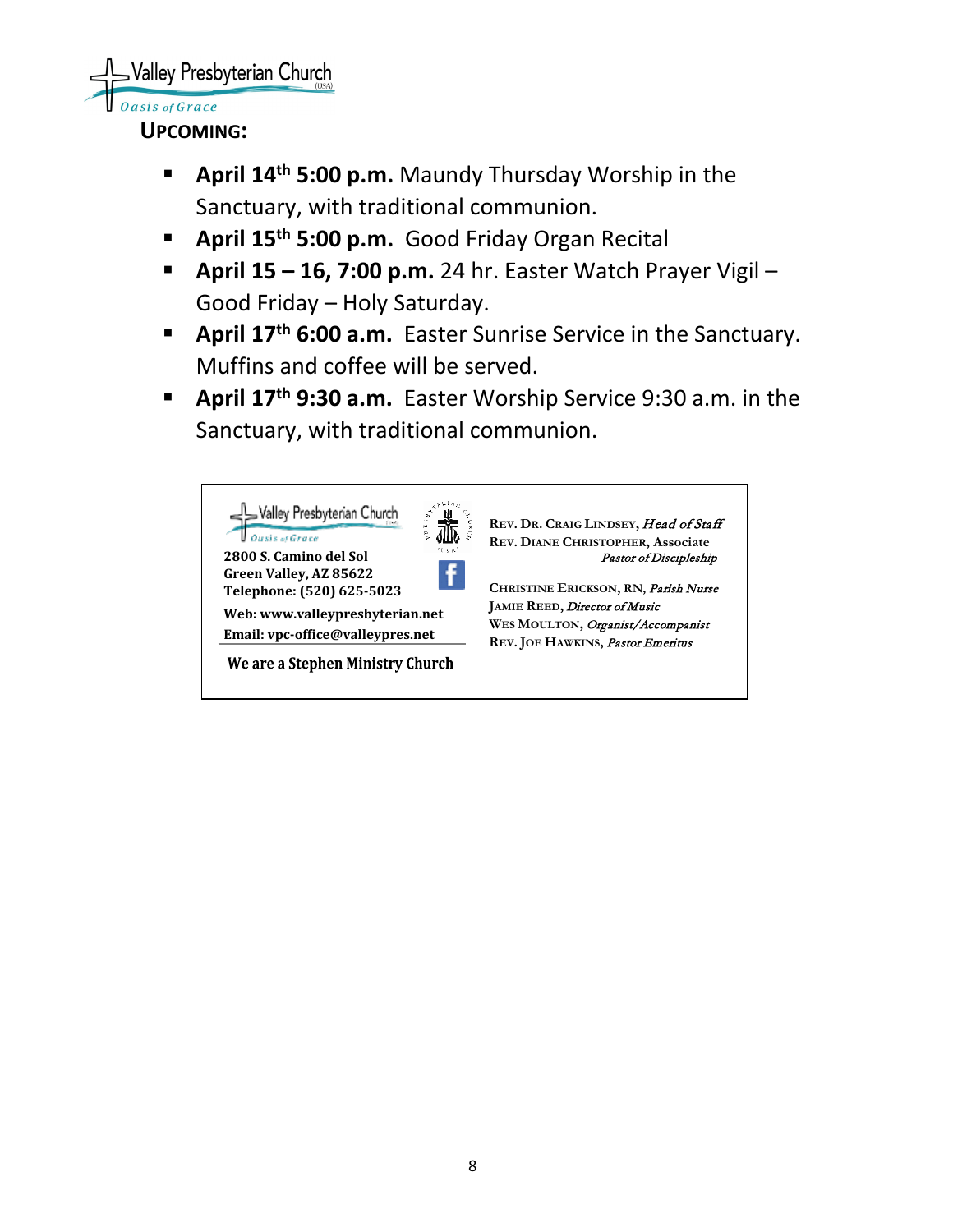Valley Presbyterian Church (USA)
*Oasis of Grace*

**UPCOMING:**

- **April 14th 5:00 p.m.** Maundy Thursday Worship in the Sanctuary, with traditional communion.
- **April 15th 5:00 p.m.** Good Friday Organ Recital
- **April 15 – 16, 7:00 p.m.** 24 hr. Easter Watch Prayer Vigil – Good Friday – Holy Saturday.
- **April 17th 6:00 a.m.** Easter Sunrise Service in the Sanctuary. Muffins and coffee will be served.
- **April 17th 9:30 a.m.** Easter Worship Service 9:30 a.m. in the Sanctuary, with traditional communion.

---

Valley Presbyterian Church
*Oasis of Grace*

**2800 S. Camino del Sol**
**Green Valley, AZ 85622**
**Telephone: (520) 625-5023**

**Web: www.valleypresbyterian.net**
**Email: vpc-office@valleypres.net**

**We are a Stephen Ministry Church**

REV. DR. CRAIG LINDSEY, *Head of Staff*
REV. DIANE CHRISTOPHER, Associate *Pastor of Discipleship*

CHRISTINE ERICKSON, RN, *Parish Nurse*
JAMIE REED, *Director of Music*
WES MOULTON, *Organist/Accompanist*
REV. JOE HAWKINS, *Pastor Emeritus*